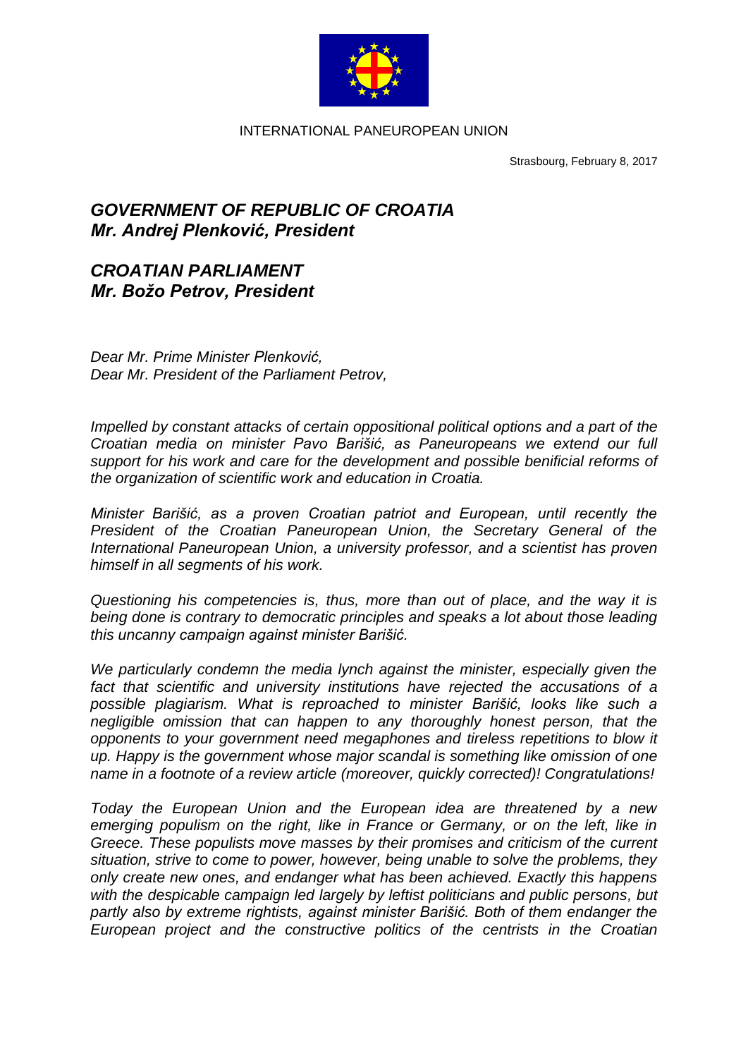INTERNATIONAL PANEUROPEAN UNION

Strasbourg, February 8, 2017

***GOVERNMENT OF REPUBLIC OF CROATIA***
***Mr. Andrej Plenković, President***

***CROATIAN PARLIAMENT***
***Mr. Božo Petrov, President***

*Dear Mr. Prime Minister Plenković,*
*Dear Mr. President of the Parliament Petrov,*

*Impelled by constant attacks of certain oppositional political options and a part of the Croatian media on minister Pavo Barišić, as Paneuropeans we extend our full support for his work and care for the development and possible benificial reforms of the organization of scientific work and education in Croatia.*

*Minister Barišić, as a proven Croatian patriot and European, until recently the President of the Croatian Paneuropean Union, the Secretary General of the International Paneuropean Union, a university professor, and a scientist has proven himself in all segments of his work.*

*Questioning his competencies is, thus, more than out of place, and the way it is being done is contrary to democratic principles and speaks a lot about those leading this uncanny campaign against minister Barišić.*

*We particularly condemn the media lynch against the minister, especially given the fact that scientific and university institutions have rejected the accusations of a possible plagiarism. What is reproached to minister Barišić, looks like such a negligible omission that can happen to any thoroughly honest person, that the opponents to your government need megaphones and tireless repetitions to blow it up. Happy is the government whose major scandal is something like omission of one name in a footnote of a review article (moreover, quickly corrected)! Congratulations!*

*Today the European Union and the European idea are threatened by a new emerging populism on the right, like in France or Germany, or on the left, like in Greece. These populists move masses by their promises and criticism of the current situation, strive to come to power, however, being unable to solve the problems, they only create new ones, and endanger what has been achieved. Exactly this happens with the despicable campaign led largely by leftist politicians and public persons, but partly also by extreme rightists, against minister Barišić. Both of them endanger the European project and the constructive politics of the centrists in the Croatian*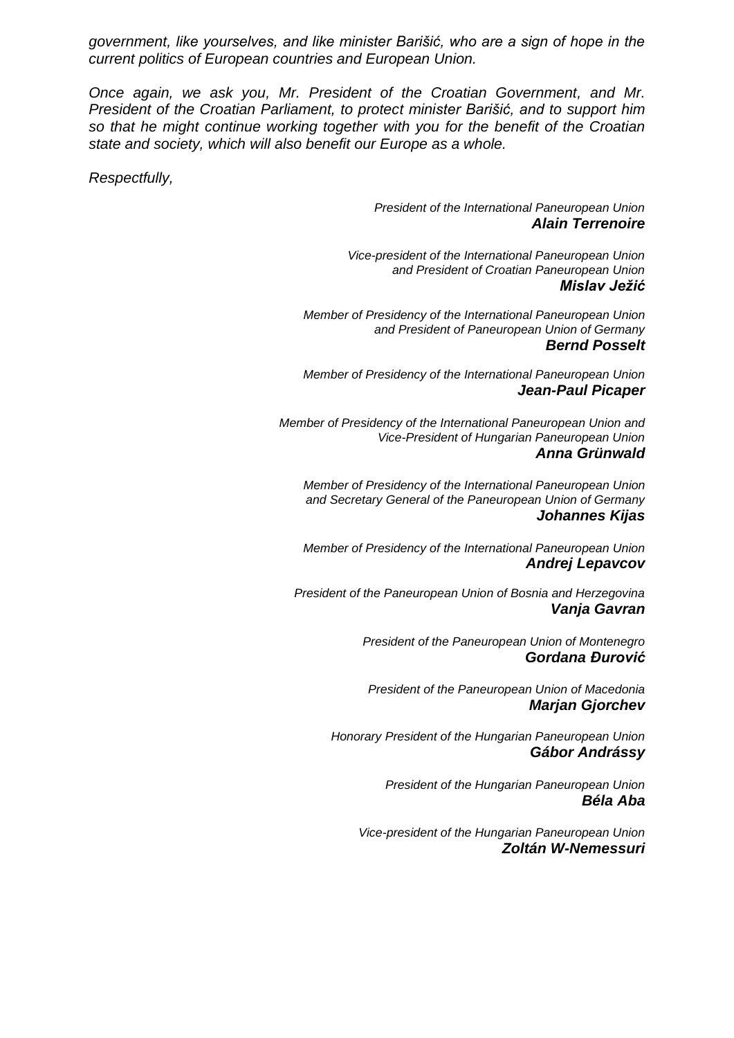*government, like yourselves, and like minister Barišić, who are a sign of hope in the current politics of European countries and European Union.*

*Once again, we ask you, Mr. President of the Croatian Government, and Mr. President of the Croatian Parliament, to protect minister Barišić, and to support him so that he might continue working together with you for the benefit of the Croatian state and society, which will also benefit our Europe as a whole.*

*Respectfully,*

*President of the International Paneuropean Union*
***Alain Terrenoire***

*Vice-president of the International Paneuropean Union and President of Croatian Paneuropean Union*
***Mislav Ježić***

*Member of Presidency of the International Paneuropean Union and President of Paneuropean Union of Germany*
***Bernd Posselt***

*Member of Presidency of the International Paneuropean Union*
***Jean-Paul Picaper***

*Member of Presidency of the International Paneuropean Union and Vice-President of Hungarian Paneuropean Union*
***Anna Grünwald***

*Member of Presidency of the International Paneuropean Union and Secretary General of the Paneuropean Union of Germany*
***Johannes Kijas***

*Member of Presidency of the International Paneuropean Union*
***Andrej Lepavcov***

*President of the Paneuropean Union of Bosnia and Herzegovina*
***Vanja Gavran***

*President of the Paneuropean Union of Montenegro*
***Gordana Đurović***

*President of the Paneuropean Union of Macedonia*
***Marjan Gjorchev***

*Honorary President of the Hungarian Paneuropean Union*
***Gábor Andrássy***

*President of the Hungarian Paneuropean Union*
***Béla Aba***

*Vice-president of the Hungarian Paneuropean Union*
***Zoltán W-Nemessuri***